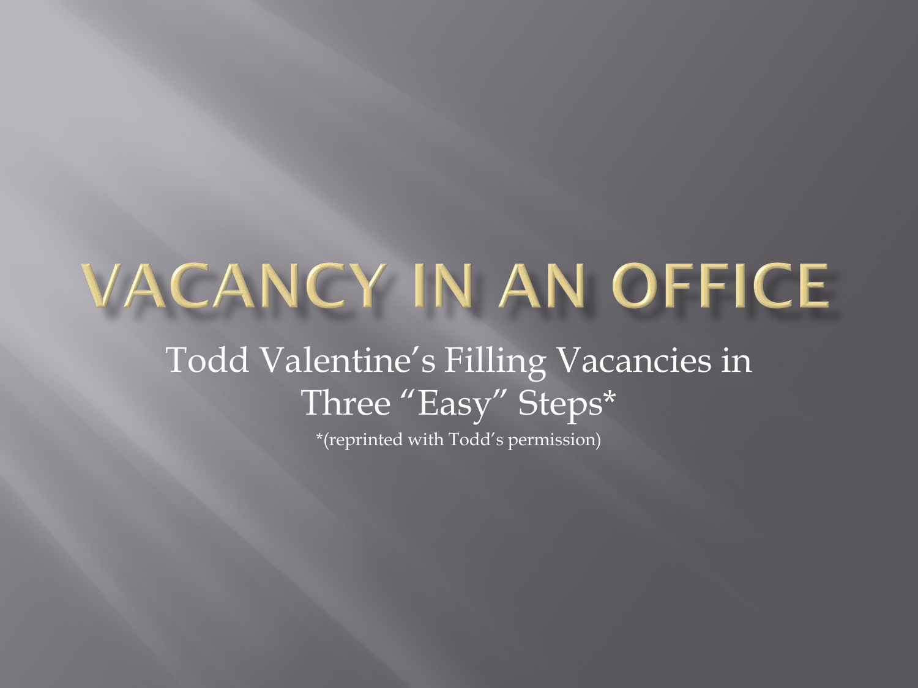# VACANCY IN AN OFFICE

Todd Valentine's Filling Vacancies in Three "Easy" Steps*

*(reprinted with Todd's permission)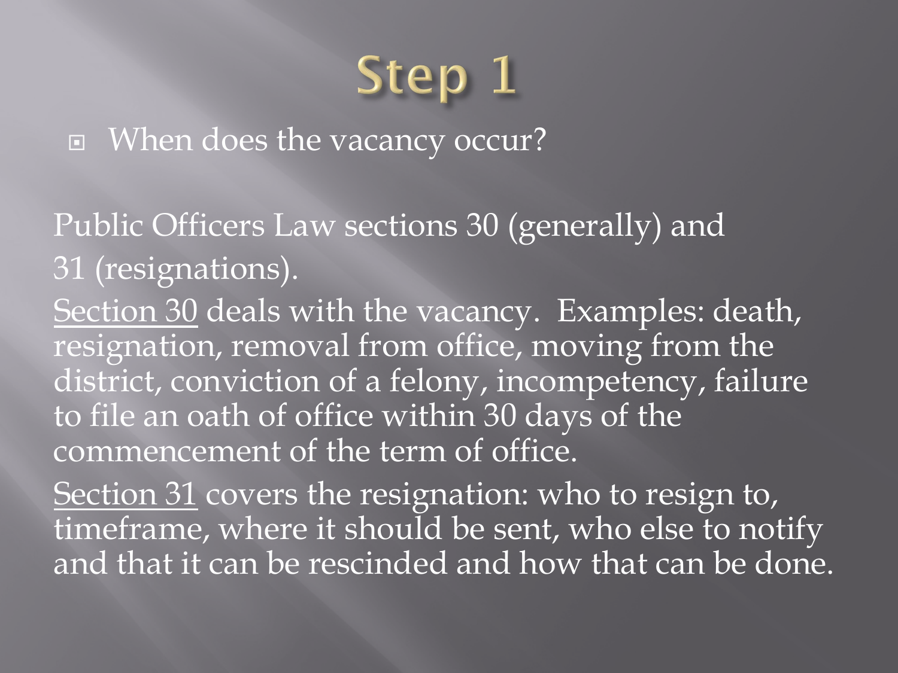# Step 1

- When does the vacancy occur?

Public Officers Law sections 30 (generally) and 31 (resignations).

<u>Section 30</u> deals with the vacancy. Examples: death, resignation, removal from office, moving from the district, conviction of a felony, incompetency, failure to file an oath of office within 30 days of the commencement of the term of office.

<u>Section 31</u> covers the resignation: who to resign to, timeframe, where it should be sent, who else to notify and that it can be rescinded and how that can be done.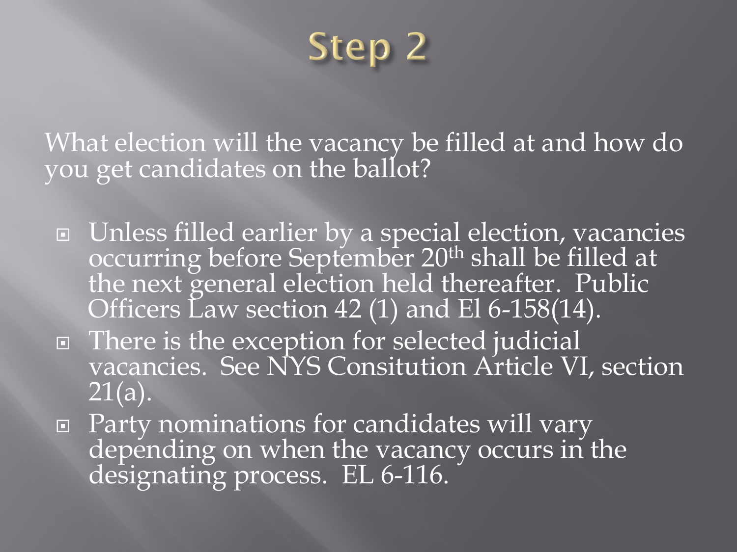# Step 2

What election will the vacancy be filled at and how do you get candidates on the ballot?

- Unless filled earlier by a special election, vacancies occurring before September 20th shall be filled at the next general election held thereafter. Public Officers Law section 42 (1) and El 6-158(14).
- There is the exception for selected judicial vacancies. See NYS Consitution Article VI, section 21(a).
- Party nominations for candidates will vary depending on when the vacancy occurs in the designating process. EL 6-116.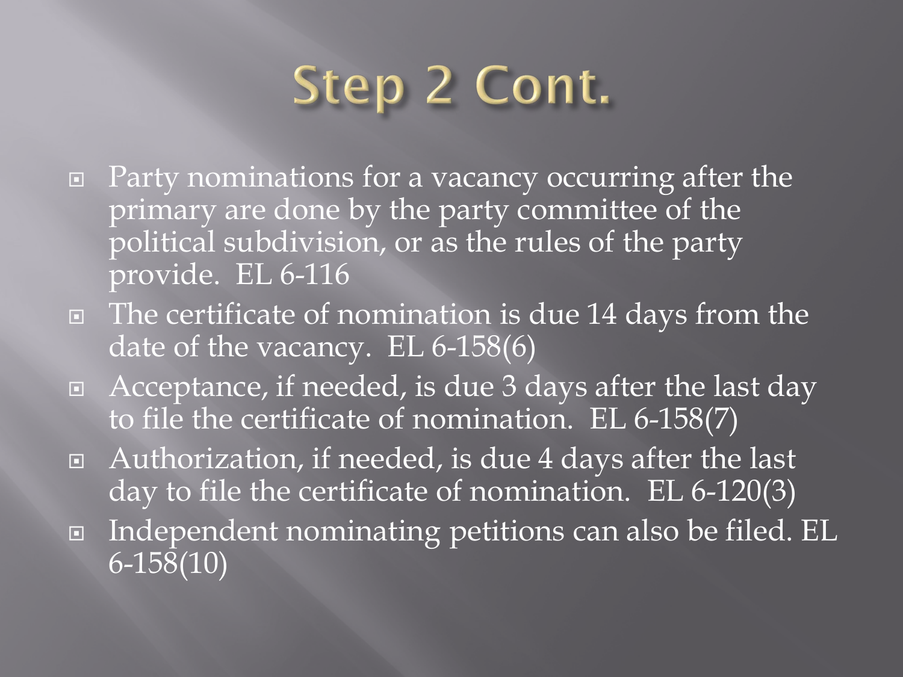# Step 2 Cont.

- Party nominations for a vacancy occurring after the primary are done by the party committee of the political subdivision, or as the rules of the party provide. EL 6-116
- The certificate of nomination is due 14 days from the date of the vacancy. EL 6-158(6)
- Acceptance, if needed, is due 3 days after the last day to file the certificate of nomination. EL 6-158(7)
- Authorization, if needed, is due 4 days after the last day to file the certificate of nomination. EL 6-120(3)
- Independent nominating petitions can also be filed. EL 6-158(10)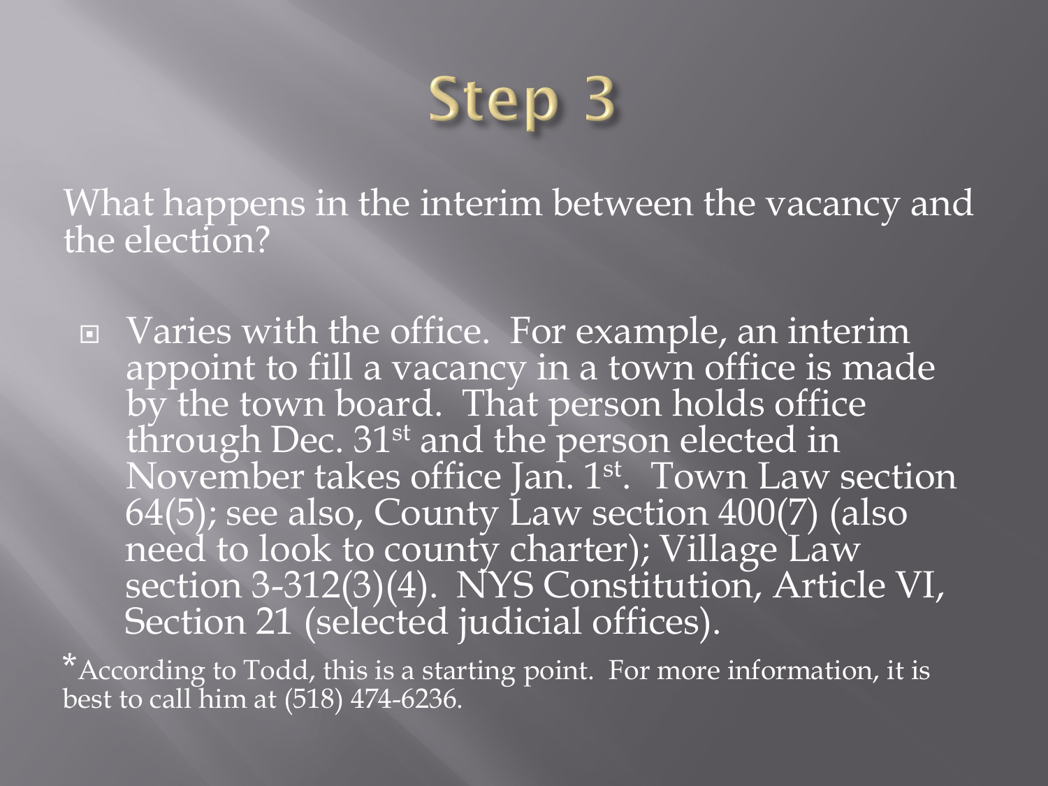# Step 3

What happens in the interim between the vacancy and the election?

- Varies with the office. For example, an interim appoint to fill a vacancy in a town office is made by the town board. That person holds office through Dec. 31st and the person elected in November takes office Jan. 1st. Town Law section 64(5); see also, County Law section 400(7) (also need to look to county charter); Village Law section 3-312(3)(4). NYS Constitution, Article VI, Section 21 (selected judicial offices).

*According to Todd, this is a starting point. For more information, it is best to call him at (518) 474-6236.